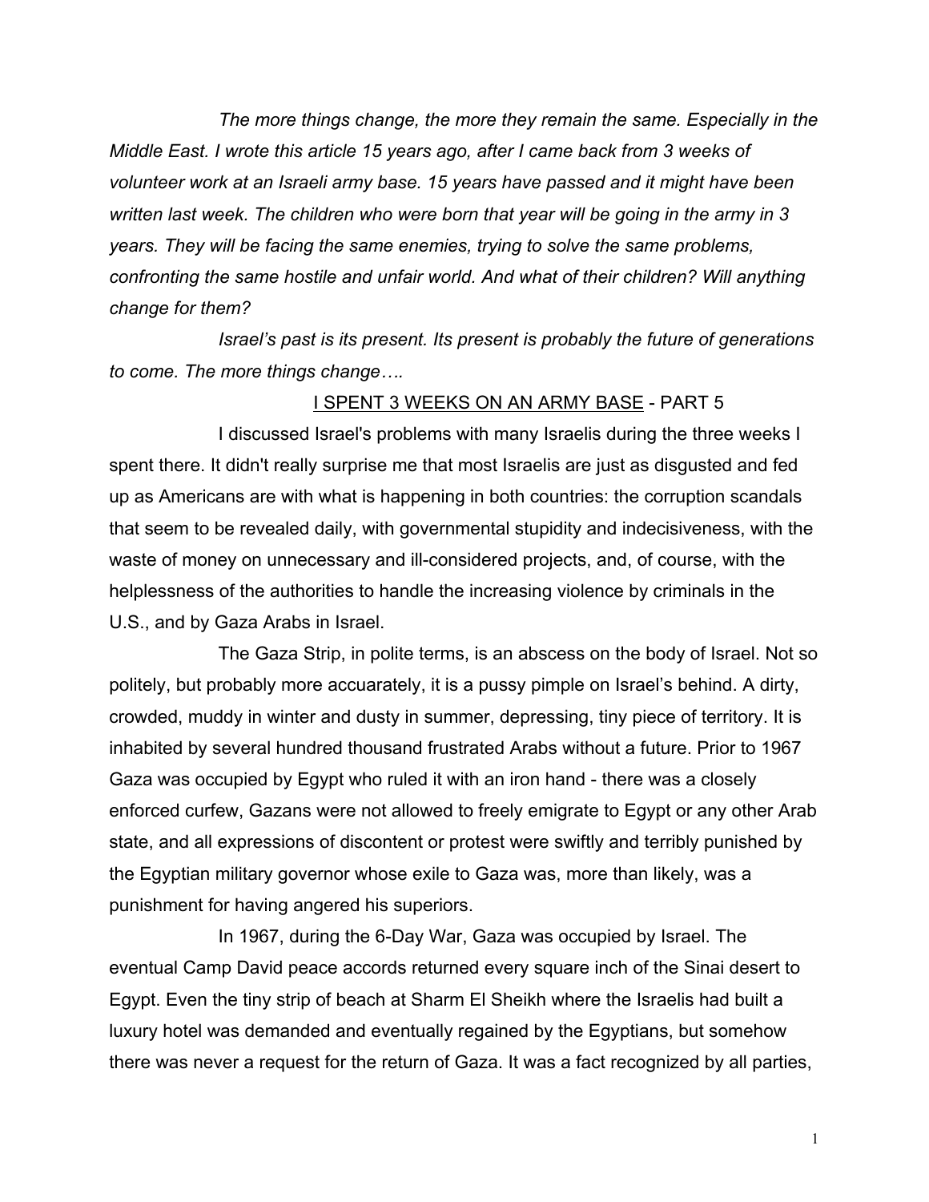*The more things change, the more they remain the same. Especially in the Middle East. I wrote this article 15 years ago, after I came back from 3 weeks of volunteer work at an Israeli army base. 15 years have passed and it might have been written last week. The children who were born that year will be going in the army in 3 years. They will be facing the same enemies, trying to solve the same problems, confronting the same hostile and unfair world. And what of their children? Will anything change for them?*

*Israel's past is its present. Its present is probably the future of generations to come. The more things change….*

<u>I SPENT 3 WEEKS ON AN ARMY BASE</u> - PART 5

I discussed Israel's problems with many Israelis during the three weeks I spent there. It didn't really surprise me that most Israelis are just as disgusted and fed up as Americans are with what is happening in both countries: the corruption scandals that seem to be revealed daily, with governmental stupidity and indecisiveness, with the waste of money on unnecessary and ill-considered projects, and, of course, with the helplessness of the authorities to handle the increasing violence by criminals in the U.S., and by Gaza Arabs in Israel.

The Gaza Strip, in polite terms, is an abscess on the body of Israel. Not so politely, but probably more accuaratelly, it is a pussy pimple on Israel's behind. A dirty, crowded, muddy in winter and dusty in summer, depressing, tiny piece of territory. It is inhabited by several hundred thousand frustrated Arabs without a future. Prior to 1967 Gaza was occupied by Egypt who ruled it with an iron hand - there was a closely enforced curfew, Gazans were not allowed to freely emigrate to Egypt or any other Arab state, and all expressions of discontent or protest were swiftly and terribly punished by the Egyptian military governor whose exile to Gaza was, more than likely, was a punishment for having angered his superiors.

In 1967, during the 6-Day War, Gaza was occupied by Israel. The eventual Camp David peace accords returned every square inch of the Sinai desert to Egypt. Even the tiny strip of beach at Sharm El Sheikh where the Israelis had built a luxury hotel was demanded and eventually regained by the Egyptians, but somehow there was never a request for the return of Gaza. It was a fact recognized by all parties,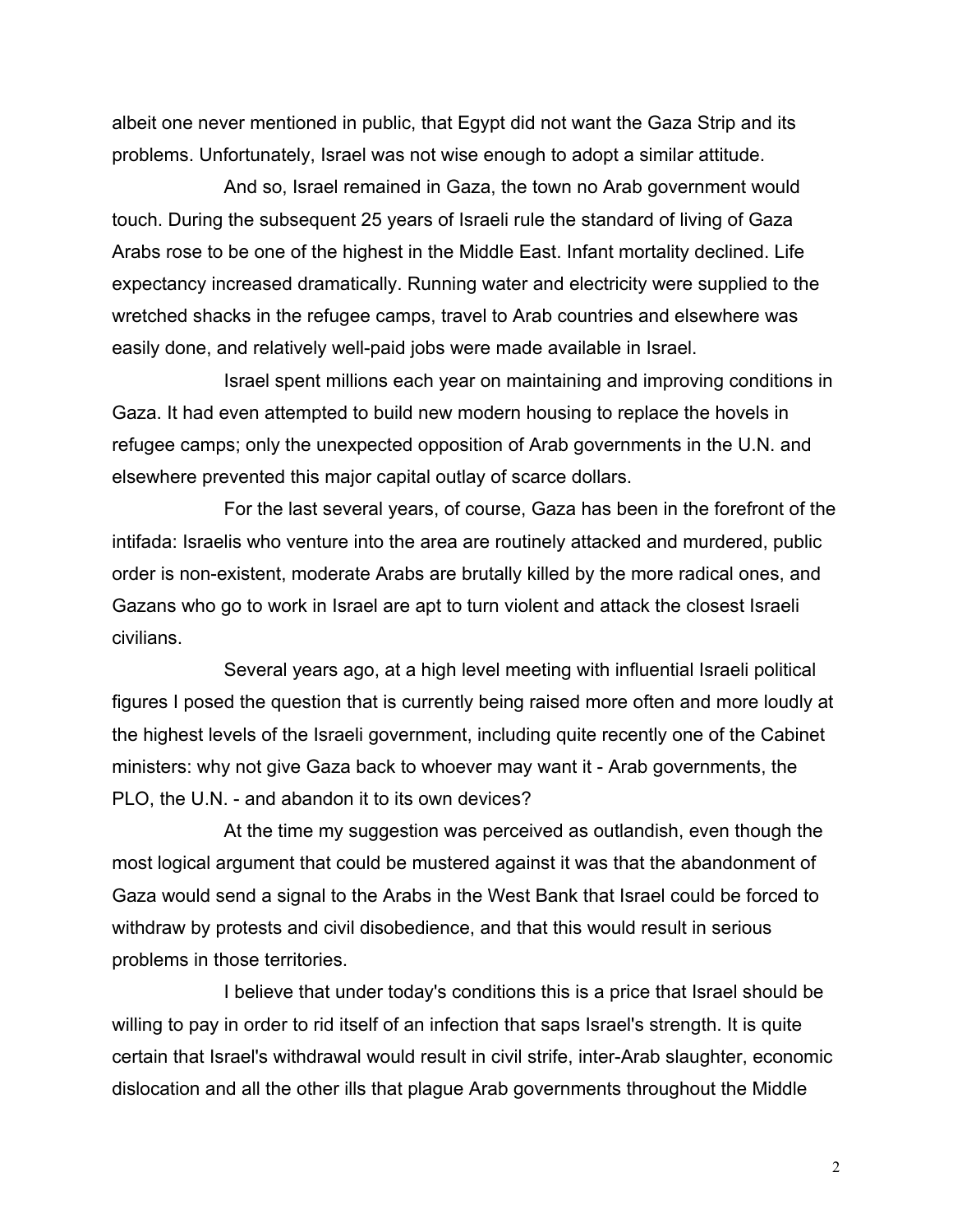albeit one never mentioned in public, that Egypt did not want the Gaza Strip and its problems. Unfortunately, Israel was not wise enough to adopt a similar attitude.

And so, Israel remained in Gaza, the town no Arab government would touch. During the subsequent 25 years of Israeli rule the standard of living of Gaza Arabs rose to be one of the highest in the Middle East. Infant mortality declined. Life expectancy increased dramatically. Running water and electricity were supplied to the wretched shacks in the refugee camps, travel to Arab countries and elsewhere was easily done, and relatively well-paid jobs were made available in Israel.

Israel spent millions each year on maintaining and improving conditions in Gaza. It had even attempted to build new modern housing to replace the hovels in refugee camps; only the unexpected opposition of Arab governments in the U.N. and elsewhere prevented this major capital outlay of scarce dollars.

For the last several years, of course, Gaza has been in the forefront of the intifada: Israelis who venture into the area are routinely attacked and murdered, public order is non-existent, moderate Arabs are brutally killed by the more radical ones, and Gazans who go to work in Israel are apt to turn violent and attack the closest Israeli civilians.

Several years ago, at a high level meeting with influential Israeli political figures I posed the question that is currently being raised more often and more loudly at the highest levels of the Israeli government, including quite recently one of the Cabinet ministers: why not give Gaza back to whoever may want it - Arab governments, the PLO, the U.N. - and abandon it to its own devices?

At the time my suggestion was perceived as outlandish, even though the most logical argument that could be mustered against it was that the abandonment of Gaza would send a signal to the Arabs in the West Bank that Israel could be forced to withdraw by protests and civil disobedience, and that this would result in serious problems in those territories.

I believe that under today's conditions this is a price that Israel should be willing to pay in order to rid itself of an infection that saps Israel's strength. It is quite certain that Israel's withdrawal would result in civil strife, inter-Arab slaughter, economic dislocation and all the other ills that plague Arab governments throughout the Middle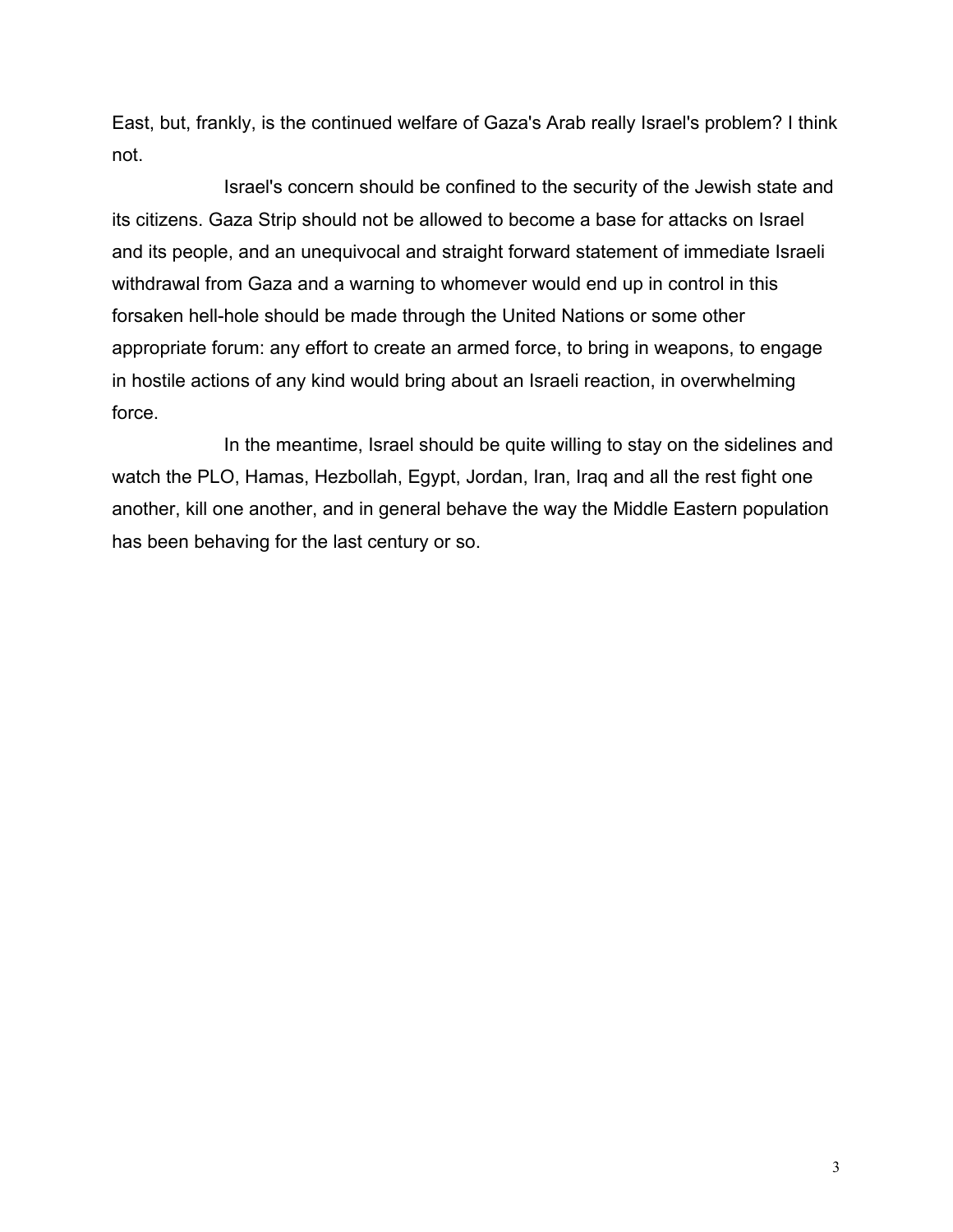East, but, frankly, is the continued welfare of Gaza's Arab really Israel's problem? I think not.

Israel's concern should be confined to the security of the Jewish state and its citizens. Gaza Strip should not be allowed to become a base for attacks on Israel and its people, and an unequivocal and straight forward statement of immediate Israeli withdrawal from Gaza and a warning to whomever would end up in control in this forsaken hell-hole should be made through the United Nations or some other appropriate forum: any effort to create an armed force, to bring in weapons, to engage in hostile actions of any kind would bring about an Israeli reaction, in overwhelming force.

In the meantime, Israel should be quite willing to stay on the sidelines and watch the PLO, Hamas, Hezbollah, Egypt, Jordan, Iran, Iraq and all the rest fight one another, kill one another, and in general behave the way the Middle Eastern population has been behaving for the last century or so.